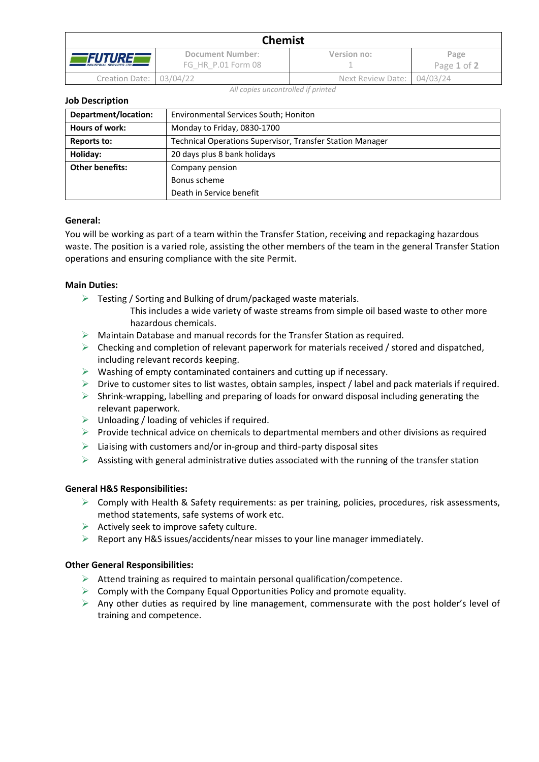# Chemist

| FUTURE INDUSTRIAL SERVICES LTD | Document Number: FG_HR_P.01 Form 08 | Version no: 1 | |
|---|---|---|---|
| Creation Date: | 03/04/22 | Next Review Date: | 04/03/24 |

*All copies uncontrolled if printed*

**Job Description**

| Department/location: | Environmental Services South; Honiton |
|---|---|
| Hours of work: | Monday to Friday, 0830-1700 |
| Reports to: | Technical Operations Supervisor, Transfer Station Manager |
| Holiday: | 20 days plus 8 bank holidays |
| Other benefits: | Company pension<br>Bonus scheme<br>Death in Service benefit |

**General:**

You will be working as part of a team within the Transfer Station, receiving and repackaging hazardous waste. The position is a varied role, assisting the other members of the team in the general Transfer Station operations and ensuring compliance with the site Permit.

**Main Duties:**

- Testing / Sorting and Bulking of drum/packaged waste materials.
  This includes a wide variety of waste streams from simple oil based waste to other more hazardous chemicals.
- Maintain Database and manual records for the Transfer Station as required.
- Checking and completion of relevant paperwork for materials received / stored and dispatched, including relevant records keeping.
- Washing of empty contaminated containers and cutting up if necessary.
- Drive to customer sites to list wastes, obtain samples, inspect / label and pack materials if required.
- Shrink-wrapping, labelling and preparing of loads for onward disposal including generating the relevant paperwork.
- Unloading / loading of vehicles if required.
- Provide technical advice on chemicals to departmental members and other divisions as required
- Liaising with customers and/or in-group and third-party disposal sites
- Assisting with general administrative duties associated with the running of the transfer station

**General H&S Responsibilities:**

- Comply with Health & Safety requirements: as per training, policies, procedures, risk assessments, method statements, safe systems of work etc.
- Actively seek to improve safety culture.
- Report any H&S issues/accidents/near misses to your line manager immediately.

**Other General Responsibilities:**

- Attend training as required to maintain personal qualification/competence.
- Comply with the Company Equal Opportunities Policy and promote equality.
- Any other duties as required by line management, commensurate with the post holder's level of training and competence.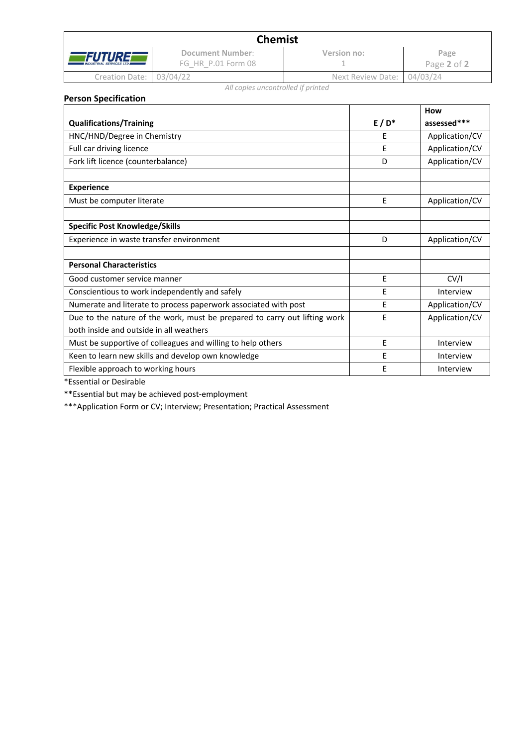## Person Specification

| Qualifications/Training | E / D* | How assessed*** |
|---|---|---|
| HNC/HND/Degree in Chemistry | E | Application/CV |
| Full car driving licence | E | Application/CV |
| Fork lift licence (counterbalance) | D | Application/CV |
| | | |
| **Experience** | | |
| Must be computer literate | E | Application/CV |
| | | |
| **Specific Post Knowledge/Skills** | | |
| Experience in waste transfer environment | D | Application/CV |
| | | |
| **Personal Characteristics** | | |
| Good customer service manner | E | CV/I |
| Conscientious to work independently and safely | E | Interview |
| Numerate and literate to process paperwork associated with post | E | Application/CV |
| Due to the nature of the work, must be prepared to carry out lifting work both inside and outside in all weathers | E | Application/CV |
| Must be supportive of colleagues and willing to help others | E | Interview |
| Keen to learn new skills and develop own knowledge | E | Interview |
| Flexible approach to working hours | E | Interview |

*Essential or Desirable

**Essential but may be achieved post-employment

***Application Form or CV; Interview; Presentation; Practical Assessment